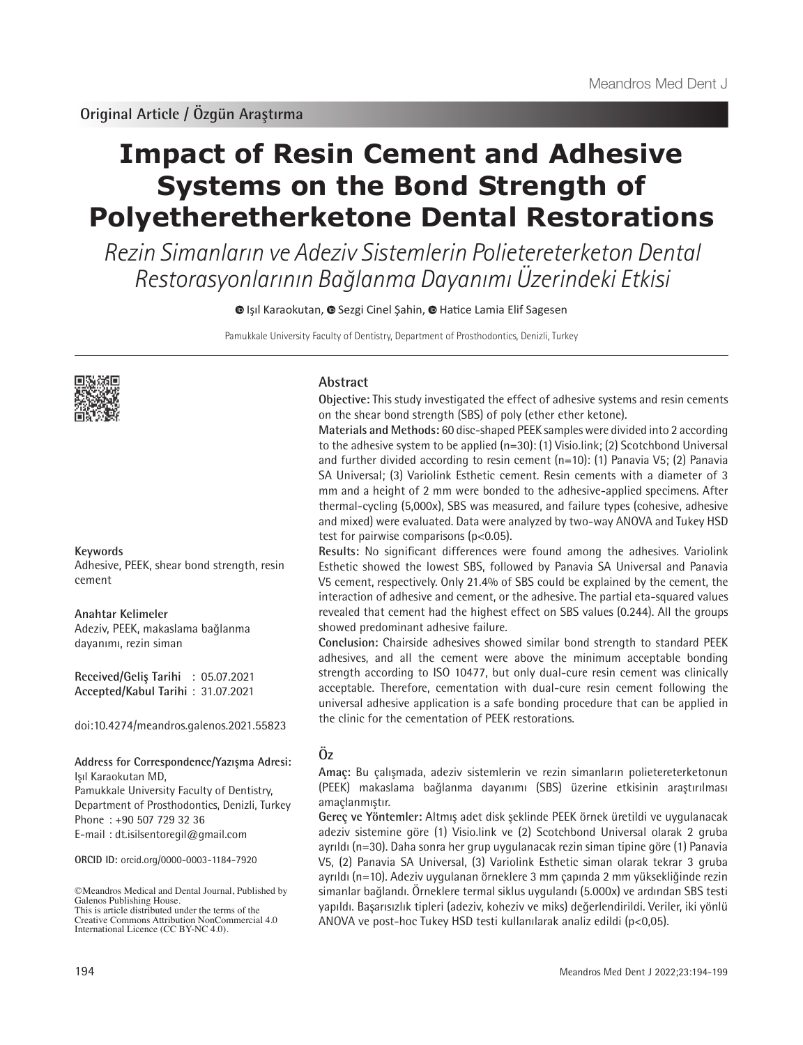Original Article / Özgün Araştırma

# Impact of Resin Cement and Adhesive Systems on the Bond Strength of Polyetheretherketone Dental Restorations

*Rezin Simanların ve Adeziv Sistemlerin Polietereterketon Dental Restorasyonlarının Bağlanma Dayanımı Üzerindeki Etkisi*

Işıl Karaokutan, Sezgi Cinel Şahin, Hatice Lamia Elif Sagesen

Pamukkale University Faculty of Dentistry, Department of Prosthodontics, Denizli, Turkey

## Abstract

**Objective:** This study investigated the effect of adhesive systems and resin cements on the shear bond strength (SBS) of poly (ether ether ketone).

**Materials and Methods:** 60 disc-shaped PEEK samples were divided into 2 according to the adhesive system to be applied (n=30): (1) Visio.link; (2) Scotchbond Universal and further divided according to resin cement (n=10): (1) Panavia V5; (2) Panavia SA Universal; (3) Variolink Esthetic cement. Resin cements with a diameter of 3 mm and a height of 2 mm were bonded to the adhesive-applied specimens. After thermal-cycling (5,000x), SBS was measured, and failure types (cohesive, adhesive and mixed) were evaluated. Data were analyzed by two-way ANOVA and Tukey HSD test for pairwise comparisons (p<0.05).

**Results:** No significant differences were found among the adhesives. Variolink Esthetic showed the lowest SBS, followed by Panavia SA Universal and Panavia V5 cement, respectively. Only 21.4% of SBS could be explained by the cement, the interaction of adhesive and cement, or the adhesive. The partial eta-squared values revealed that cement had the highest effect on SBS values (0.244). All the groups showed predominant adhesive failure.

**Conclusion:** Chairside adhesives showed similar bond strength to standard PEEK adhesives, and all the cement were above the minimum acceptable bonding strength according to ISO 10477, but only dual-cure resin cement was clinically acceptable. Therefore, cementation with dual-cure resin cement following the universal adhesive application is a safe bonding procedure that can be applied in the clinic for the cementation of PEEK restorations.

**Keywords**
Adhesive, PEEK, shear bond strength, resin cement

**Anahtar Kelimeler**
Adeziv, PEEK, makaslama bağlanma dayanımı, rezin siman

**Received/Geliş Tarihi** : 05.07.2021
**Accepted/Kabul Tarihi** : 31.07.2021

doi:10.4274/meandros.galenos.2021.55823

**Address for Correspondence/Yazışma Adresi:**
Işıl Karaokutan MD,
Pamukkale University Faculty of Dentistry,
Department of Prosthodontics, Denizli, Turkey
Phone : +90 507 729 32 36
E-mail : dt.isilsentoregil@gmail.com

**ORCID ID:** orcid.org/0000-0003-1184-7920

©Meandros Medical and Dental Journal, Published by Galenos Publishing House.
This is article distributed under the terms of the Creative Commons Attribution NonCommercial 4.0 International Licence (CC BY-NC 4.0).

## Öz

**Amaç:** Bu çalışmada, adeziv sistemlerin ve rezin simanların polietereterketonun (PEEK) makaslama bağlanma dayanımı (SBS) üzerine etkisinin araştırılması amaçlanmıştır.

**Gereç ve Yöntemler:** Altmış adet disk şeklinde PEEK örnek üretildi ve uygulanacak adeziv sistemine göre (1) Visio.link ve (2) Scotchbond Universal olarak 2 gruba ayrıldı (n=30). Daha sonra her grup uygulanacak rezin siman tipine göre (1) Panavia V5, (2) Panavia SA Universal, (3) Variolink Esthetic siman olarak tekrar 3 gruba ayrıldı (n=10). Adeziv uygulanan örneklere 3 mm çapında 2 mm yüksekliğinde rezin simanlar bağlandı. Örneklere termal siklus uygulandı (5.000x) ve ardından SBS testi yapıldı. Başarısızlık tipleri (adeziv, koheziv ve miks) değerlendirildi. Veriler, iki yönlü ANOVA ve post-hoc Tukey HSD testi kullanılarak analiz edildi (p<0,05).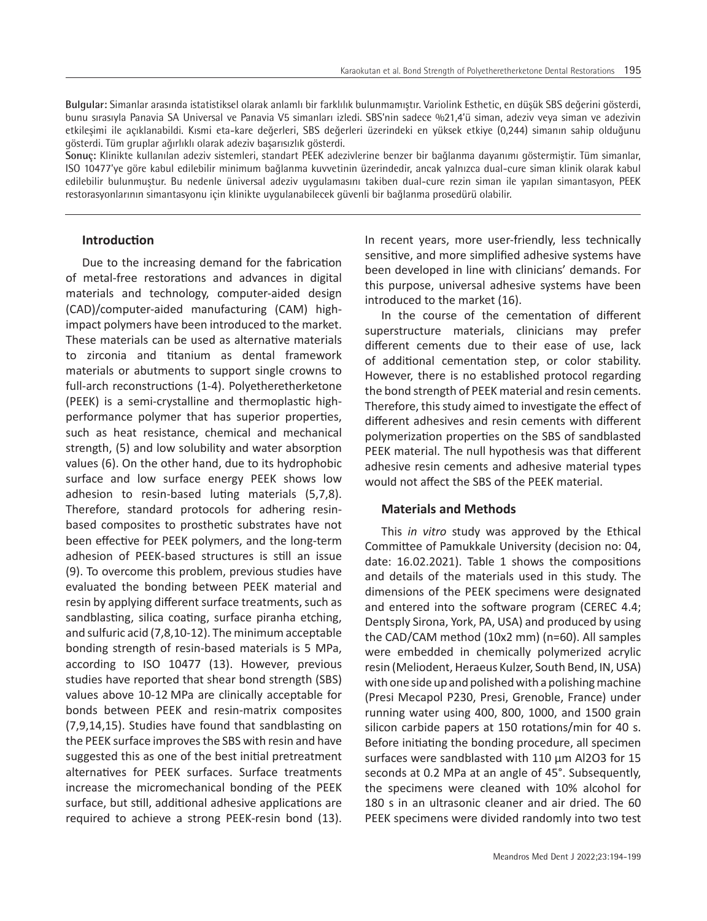**Bulgular:** Simanlar arasında istatistiksel olarak anlamlı bir farklılık bulunmamıştır. Variolink Esthetic, en düşük SBS değerini gösterdi, bunu sırasıyla Panavia SA Universal ve Panavia V5 simanları izledi. SBS'nin sadece %21,4'ü siman, adeziv veya siman ve adezivin etkileşimi ile açıklanabildi. Kısmi eta-kare değerleri, SBS değerleri üzerindeki en yüksek etkiye (0,244) simanın sahip olduğunu gösterdi. Tüm gruplar ağırlıklı olarak adeziv başarısızlık gösterdi.

**Sonuç:** Klinikte kullanılan adeziv sistemleri, standart PEEK adezivlerine benzer bir bağlanma dayanımı göstermiştir. Tüm simanlar, ISO 10477'ye göre kabul edilebilir minimum bağlanma kuvvetinin üzerindedir, ancak yalnızca dual-cure siman klinik olarak kabul edilebilir bulunmuştur. Bu nedenle üniversal adeziv uygulamasını takiben dual-cure rezin siman ile yapılan simantasyon, PEEK restorasyonlarının simantasyonu için klinikte uygulanabilecek güvenli bir bağlanma prosedürü olabilir.

## Introduction

Due to the increasing demand for the fabrication of metal-free restorations and advances in digital materials and technology, computer-aided design (CAD)/computer-aided manufacturing (CAM) high-impact polymers have been introduced to the market. These materials can be used as alternative materials to zirconia and titanium as dental framework materials or abutments to support single crowns to full-arch reconstructions (1-4). Polyetheretherketone (PEEK) is a semi-crystalline and thermoplastic high-performance polymer that has superior properties, such as heat resistance, chemical and mechanical strength, (5) and low solubility and water absorption values (6). On the other hand, due to its hydrophobic surface and low surface energy PEEK shows low adhesion to resin-based luting materials (5,7,8). Therefore, standard protocols for adhering resin-based composites to prosthetic substrates have not been effective for PEEK polymers, and the long-term adhesion of PEEK-based structures is still an issue (9). To overcome this problem, previous studies have evaluated the bonding between PEEK material and resin by applying different surface treatments, such as sandblasting, silica coating, surface piranha etching, and sulfuric acid (7,8,10-12). The minimum acceptable bonding strength of resin-based materials is 5 MPa, according to ISO 10477 (13). However, previous studies have reported that shear bond strength (SBS) values above 10-12 MPa are clinically acceptable for bonds between PEEK and resin-matrix composites (7,9,14,15). Studies have found that sandblasting on the PEEK surface improves the SBS with resin and have suggested this as one of the best initial pretreatment alternatives for PEEK surfaces. Surface treatments increase the micromechanical bonding of the PEEK surface, but still, additional adhesive applications are required to achieve a strong PEEK-resin bond (13). In recent years, more user-friendly, less technically sensitive, and more simplified adhesive systems have been developed in line with clinicians' demands. For this purpose, universal adhesive systems have been introduced to the market (16).

In the course of the cementation of different superstructure materials, clinicians may prefer different cements due to their ease of use, lack of additional cementation step, or color stability. However, there is no established protocol regarding the bond strength of PEEK material and resin cements. Therefore, this study aimed to investigate the effect of different adhesives and resin cements with different polymerization properties on the SBS of sandblasted PEEK material. The null hypothesis was that different adhesive resin cements and adhesive material types would not affect the SBS of the PEEK material.

## Materials and Methods

This *in vitro* study was approved by the Ethical Committee of Pamukkale University (decision no: 04, date: 16.02.2021). Table 1 shows the compositions and details of the materials used in this study. The dimensions of the PEEK specimens were designated and entered into the software program (CEREC 4.4; Dentsply Sirona, York, PA, USA) and produced by using the CAD/CAM method (10x2 mm) (n=60). All samples were embedded in chemically polymerized acrylic resin (Meliodent, Heraeus Kulzer, South Bend, IN, USA) with one side up and polished with a polishing machine (Presi Mecapol P230, Presi, Grenoble, France) under running water using 400, 800, 1000, and 1500 grain silicon carbide papers at 150 rotations/min for 40 s. Before initiating the bonding procedure, all specimen surfaces were sandblasted with 110 µm $Al_2O_3$ for 15 seconds at 0.2 MPa at an angle of 45°. Subsequently, the specimens were cleaned with 10% alcohol for 180 s in an ultrasonic cleaner and air dried. The 60 PEEK specimens were divided randomly into two test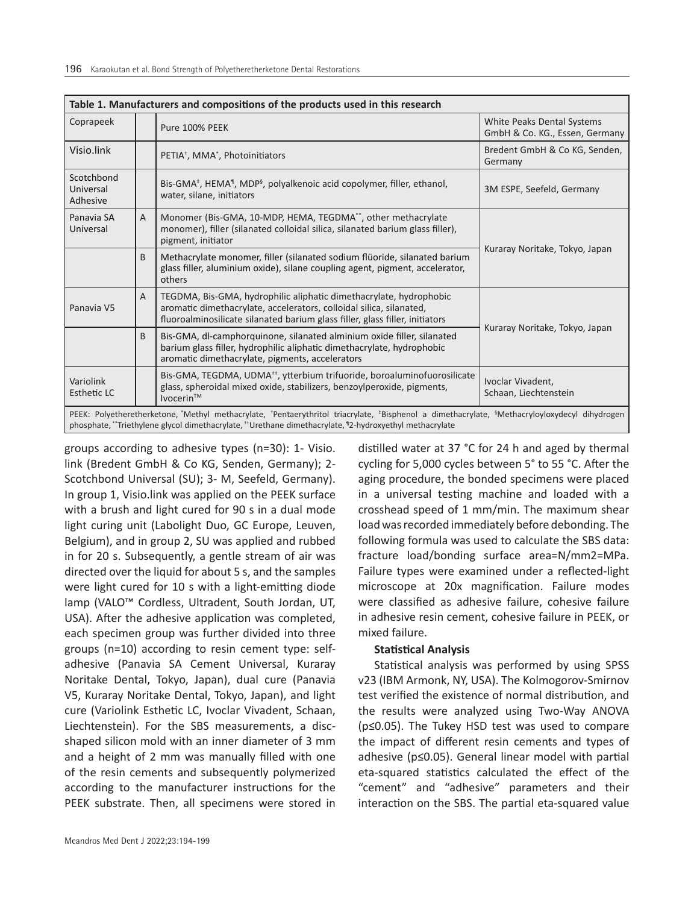| Table 1. Manufacturers and compositions of the products used in this research | | | |
|---|---|---|---|
| Coprapeek | | Pure 100% PEEK | White Peaks Dental Systems GmbH & Co. KG., Essen, Germany |
| Visio.link | | PETIA[†], MMA[*], Photoinitiators | Bredent GmbH & Co KG, Senden, Germany |
| Scotchbond Universal Adhesive | | Bis-GMA[‡], HEMA[¶], MDP[§], polyalkenoic acid copolymer, filler, ethanol, water, silane, initiators | 3M ESPE, Seefeld, Germany |
| Panavia SA Universal | A | Monomer (Bis-GMA, 10-MDP, HEMA, TEGDMA[**], other methacrylate monomer), filler (silanated colloidal silica, silanated barium glass filler), pigment, initiator | Kuraray Noritake, Tokyo, Japan |
| | B | Methacrylate monomer, filler (silanated sodium flüoride, silanated barium glass filler, aluminium oxide), silane coupling agent, pigment, accelerator, others | |
| Panavia V5 | A | TEGDMA, Bis-GMA, hydrophilic aliphatic dimethacrylate, hydrophobic aromatic dimethacrylate, accelerators, colloidal silica, silanated, fluoroalminosilicate silanated barium glass filler, glass filler, initiators | Kuraray Noritake, Tokyo, Japan |
| | B | Bis-GMA, dl-camphorquinone, silanated alminium oxide filler, silanated barium glass filler, hydrophilic aliphatic dimethacrylate, hydrophobic aromatic dimethacrylate, pigments, accelerators | |
| Variolink Esthetic LC | | Bis-GMA, TEGDMA, UDMA[††], ytterbium trifuoride, boroaluminofuorosilicate glass, spheroidal mixed oxide, stabilizers, benzoylperoxide, pigments, Ivocerin™ | Ivoclar Vivadent, Schaan, Liechtenstein |

PEEK: Polyetheretherketone, [*]Methyl methacrylate, [†]Pentaerythritol triacrylate, [‡]Bisphenol a dimethacrylate, [§]Methacryloyloxydecyl dihydrogen phosphate, [**]Triethylene glycol dimethacrylate, [††]Urethane dimethacrylate, [¶]2-hydroxyethyl methacrylate

groups according to adhesive types (n=30): 1- Visio.link (Bredent GmbH & Co KG, Senden, Germany); 2- Scotchbond Universal (SU); 3- M, Seefeld, Germany). In group 1, Visio.link was applied on the PEEK surface with a brush and light cured for 90 s in a dual mode light curing unit (Labolight Duo, GC Europe, Leuven, Belgium), and in group 2, SU was applied and rubbed in for 20 s. Subsequently, a gentle stream of air was directed over the liquid for about 5 s, and the samples were light cured for 10 s with a light-emitting diode lamp (VALO™ Cordless, Ultradent, South Jordan, UT, USA). After the adhesive application was completed, each specimen group was further divided into three groups (n=10) according to resin cement type: self-adhesive (Panavia SA Cement Universal, Kuraray Noritake Dental, Tokyo, Japan), dual cure (Panavia V5, Kuraray Noritake Dental, Tokyo, Japan), and light cure (Variolink Esthetic LC, Ivoclar Vivadent, Schaan, Liechtenstein). For the SBS measurements, a disc-shaped silicon mold with an inner diameter of 3 mm and a height of 2 mm was manually filled with one of the resin cements and subsequently polymerized according to the manufacturer instructions for the PEEK substrate. Then, all specimens were stored in distilled water at 37 °C for 24 h and aged by thermal cycling for 5,000 cycles between 5° to 55 °C. After the aging procedure, the bonded specimens were placed in a universal testing machine and loaded with a crosshead speed of 1 mm/min. The maximum shear load was recorded immediately before debonding. The following formula was used to calculate the SBS data: fracture load/bonding surface area=N/mm2=MPa. Failure types were examined under a reflected-light microscope at 20x magnification. Failure modes were classified as adhesive failure, cohesive failure in adhesive resin cement, cohesive failure in PEEK, or mixed failure.

**Statistical Analysis**

Statistical analysis was performed by using SPSS v23 (IBM Armonk, NY, USA). The Kolmogorov-Smirnov test verified the existence of normal distribution, and the results were analyzed using Two-Way ANOVA ($p \leq 0.05$). The Tukey HSD test was used to compare the impact of different resin cements and types of adhesive ($p \leq 0.05$). General linear model with partial eta-squared statistics calculated the effect of the "cement" and "adhesive" parameters and their interaction on the SBS. The partial eta-squared value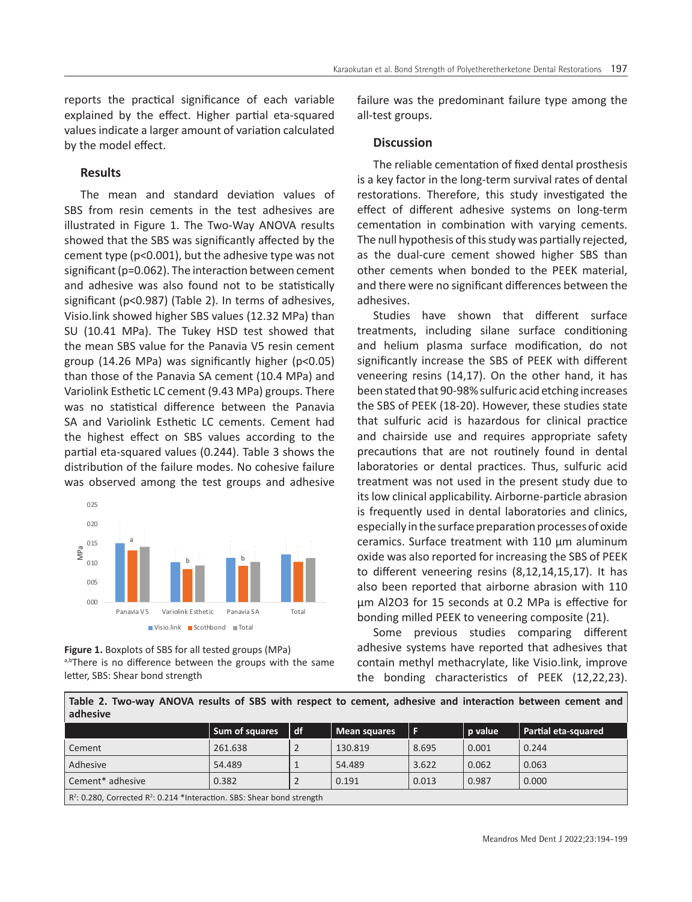reports the practical significance of each variable explained by the effect. Higher partial eta-squared values indicate a larger amount of variation calculated by the model effect.

## Results

The mean and standard deviation values of SBS from resin cements in the test adhesives are illustrated in Figure 1. The Two-Way ANOVA results showed that the SBS was significantly affected by the cement type ($p<0.001$), but the adhesive type was not significant ($p=0.062$). The interaction between cement and adhesive was also found not to be statistically significant ($p<0.987$) (Table 2). In terms of adhesives, Visio.link showed higher SBS values (12.32 MPa) than SU (10.41 MPa). The Tukey HSD test showed that the mean SBS value for the Panavia V5 resin cement group (14.26 MPa) was significantly higher ($p<0.05$) than those of the Panavia SA cement (10.4 MPa) and Variolink Esthetic LC cement (9.43 MPa) groups. There was no statistical difference between the Panavia SA and Variolink Esthetic LC cements. Cement had the highest effect on SBS values according to the partial eta-squared values (0.244). Table 3 shows the distribution of the failure modes. No cohesive failure was observed among the test groups and adhesive failure was the predominant failure type among the all-test groups.

**Figure 1.** Boxplots of SBS for all tested groups (MPa)
[a,b]There is no difference between the groups with the same letter, SBS: Shear bond strength

## Discussion

The reliable cementation of fixed dental prosthesis is a key factor in the long-term survival rates of dental restorations. Therefore, this study investigated the effect of different adhesive systems on long-term cementation in combination with varying cements. The null hypothesis of this study was partially rejected, as the dual-cure cement showed higher SBS than other cements when bonded to the PEEK material, and there were no significant differences between the adhesives.

Studies have shown that different surface treatments, including silane surface conditioning and helium plasma surface modification, do not significantly increase the SBS of PEEK with different veneering resins (14,17). On the other hand, it has been stated that 90-98% sulfuric acid etching increases the SBS of PEEK (18-20). However, these studies state that sulfuric acid is hazardous for clinical practice and chairside use and requires appropriate safety precautions that are not routinely found in dental laboratories or dental practices. Thus, sulfuric acid treatment was not used in the present study due to its low clinical applicability. Airborne-particle abrasion is frequently used in dental laboratories and clinics, especially in the surface preparation processes of oxide ceramics. Surface treatment with 110 µm aluminum oxide was also reported for increasing the SBS of PEEK to different veneering resins (8,12,14,15,17). It has also been reported that airborne abrasion with 110 µm $Al_2O_3$ for 15 seconds at 0.2 MPa is effective for bonding milled PEEK to veneering composite (21).

Some previous studies comparing different adhesive systems have reported that adhesives that contain methyl methacrylate, like Visio.link, improve the bonding characteristics of PEEK (12,22,23).

**Table 2. Two-way ANOVA results of SBS with respect to cement, adhesive and interaction between cement and adhesive**

| | Sum of squares | df | Mean squares | F | p value | Partial eta-squared |
|---|---|---|---|---|---|---|
| Cement | 261.638 | 2 | 130.819 | 8.695 | 0.001 | 0.244 |
| Adhesive | 54.489 | 1 | 54.489 | 3.622 | 0.062 | 0.063 |
| Cement* adhesive | 0.382 | 2 | 0.191 | 0.013 | 0.987 | 0.000 |

$R^2$: 0.280, Corrected $R^2$: 0.214 *Interaction. SBS: Shear bond strength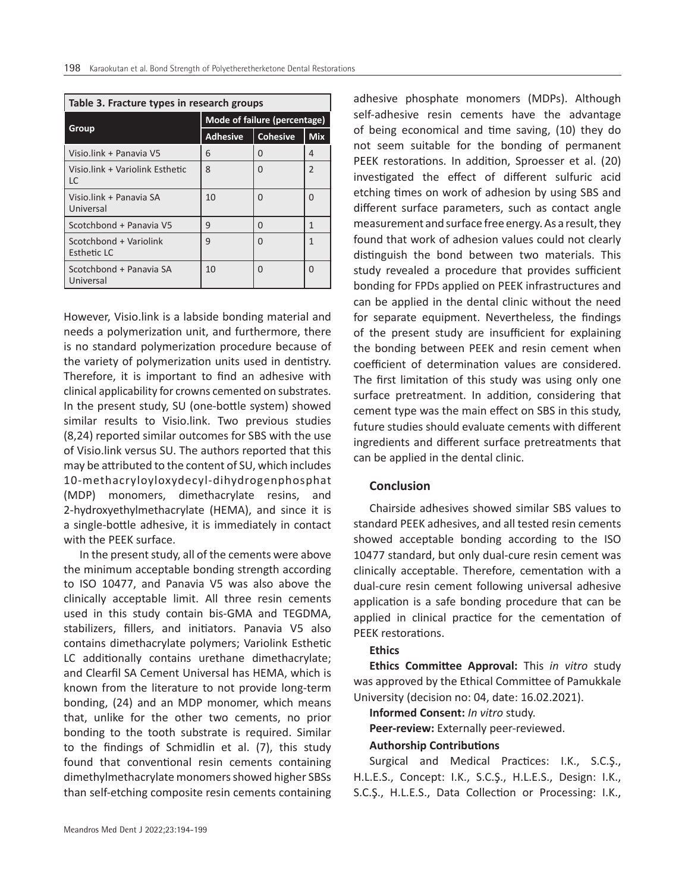**Table 3. Fracture types in research groups**

| Group | Mode of failure (percentage) | | |
|---|---|---|---|
| | Adhesive | Cohesive | Mix |
| Visio.link + Panavia V5 | 6 | 0 | 4 |
| Visio.link + Variolink Esthetic LC | 8 | 0 | 2 |
| Visio.link + Panavia SA Universal | 10 | 0 | 0 |
| Scotchbond + Panavia V5 | 9 | 0 | 1 |
| Scotchbond + Variolink Esthetic LC | 9 | 0 | 1 |
| Scotchbond + Panavia SA Universal | 10 | 0 | 0 |

However, Visio.link is a labside bonding material and needs a polymerization unit, and furthermore, there is no standard polymerization procedure because of the variety of polymerization units used in dentistry. Therefore, it is important to find an adhesive with clinical applicability for crowns cemented on substrates. In the present study, SU (one-bottle system) showed similar results to Visio.link. Two previous studies (8,24) reported similar outcomes for SBS with the use of Visio.link versus SU. The authors reported that this may be attributed to the content of SU, which includes 10-methacryloyloxydecyl-dihydrogenphosphat (MDP) monomers, dimethacrylate resins, and 2-hydroxyethylmethacrylate (HEMA), and since it is a single-bottle adhesive, it is immediately in contact with the PEEK surface.

In the present study, all of the cements were above the minimum acceptable bonding strength according to ISO 10477, and Panavia V5 was also above the clinically acceptable limit. All three resin cements used in this study contain bis-GMA and TEGDMA, stabilizers, fillers, and initiators. Panavia V5 also contains dimethacrylate polymers; Variolink Esthetic LC additionally contains urethane dimethacrylate; and Clearfil SA Cement Universal has HEMA, which is known from the literature to not provide long-term bonding, (24) and an MDP monomer, which means that, unlike for the other two cements, no prior bonding to the tooth substrate is required. Similar to the findings of Schmidlin et al. (7), this study found that conventional resin cements containing dimethylmethacrylate monomers showed higher SBSs than self-etching composite resin cements containing adhesive phosphate monomers (MDPs). Although self-adhesive resin cements have the advantage of being economical and time saving, (10) they do not seem suitable for the bonding of permanent PEEK restorations. In addition, Sproesser et al. (20) investigated the effect of different sulfuric acid etching times on work of adhesion by using SBS and different surface parameters, such as contact angle measurement and surface free energy. As a result, they found that work of adhesion values could not clearly distinguish the bond between two materials. This study revealed a procedure that provides sufficient bonding for FPDs applied on PEEK infrastructures and can be applied in the dental clinic without the need for separate equipment. Nevertheless, the findings of the present study are insufficient for explaining the bonding between PEEK and resin cement when coefficient of determination values are considered. The first limitation of this study was using only one surface pretreatment. In addition, considering that cement type was the main effect on SBS in this study, future studies should evaluate cements with different ingredients and different surface pretreatments that can be applied in the dental clinic.

## Conclusion

Chairside adhesives showed similar SBS values to standard PEEK adhesives, and all tested resin cements showed acceptable bonding according to the ISO 10477 standard, but only dual-cure resin cement was clinically acceptable. Therefore, cementation with a dual-cure resin cement following universal adhesive application is a safe bonding procedure that can be applied in clinical practice for the cementation of PEEK restorations.

### Ethics

**Ethics Committee Approval:** This *in vitro* study was approved by the Ethical Committee of Pamukkale University (decision no: 04, date: 16.02.2021).

**Informed Consent:** *In vitro* study.

**Peer-review:** Externally peer-reviewed.

**Authorship Contributions**

Surgical and Medical Practices: I.K., S.C.Ş., H.L.E.S., Concept: I.K., S.C.Ş., H.L.E.S., Design: I.K., S.C.Ş., H.L.E.S., Data Collection or Processing: I.K.,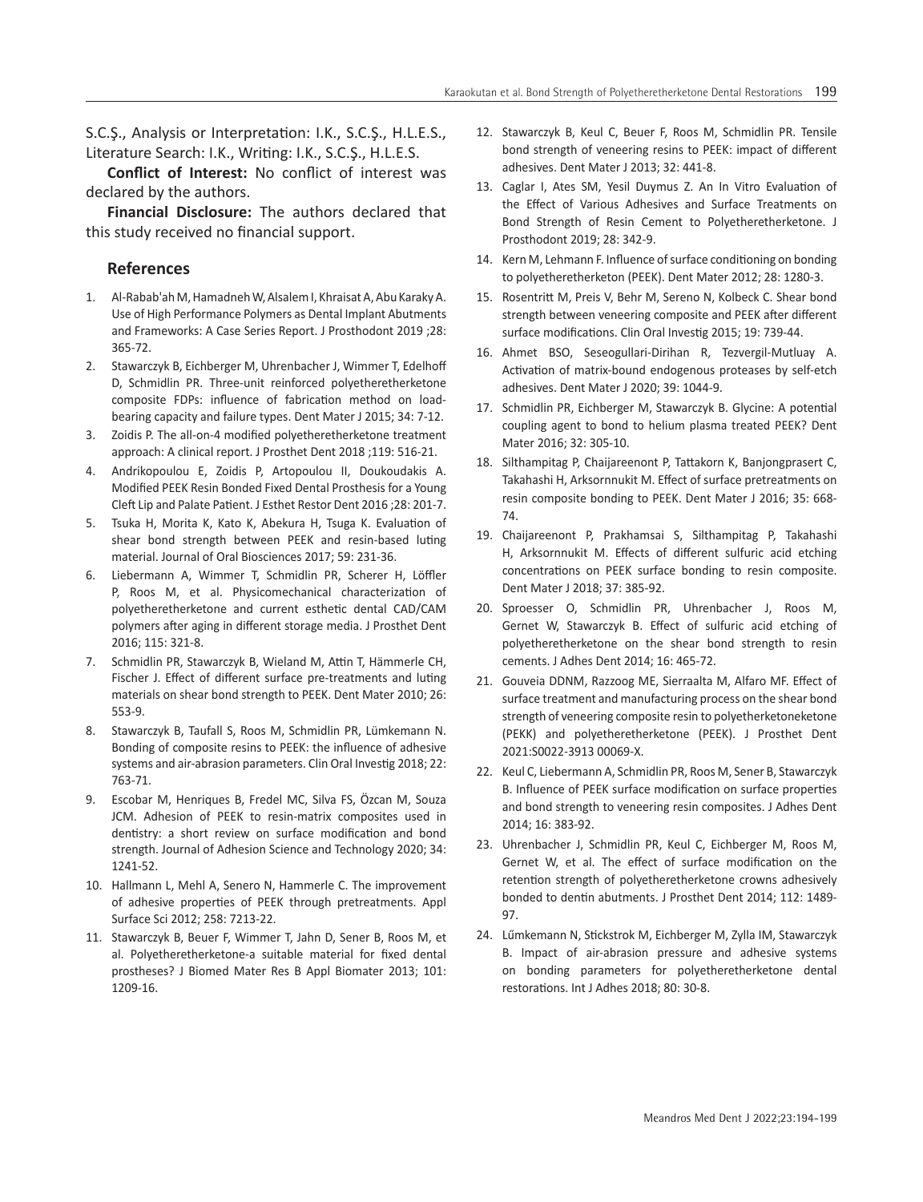S.C.Ş., Analysis or Interpretation: I.K., S.C.Ş., H.L.E.S., Literature Search: I.K., Writing: I.K., S.C.Ş., H.L.E.S.

**Conflict of Interest:** No conflict of interest was declared by the authors.

**Financial Disclosure:** The authors declared that this study received no financial support.

## References

1. Al-Rabab'ah M, Hamadneh W, Alsalem I, Khraisat A, Abu Karaky A. Use of High Performance Polymers as Dental Implant Abutments and Frameworks: A Case Series Report. J Prosthodont 2019 ;28: 365-72.
2. Stawarczyk B, Eichberger M, Uhrenbacher J, Wimmer T, Edelhoff D, Schmidlin PR. Three-unit reinforced polyetheretherketone composite FDPs: influence of fabrication method on load-bearing capacity and failure types. Dent Mater J 2015; 34: 7-12.
3. Zoidis P. The all-on-4 modified polyetheretherketone treatment approach: A clinical report. J Prosthet Dent 2018 ;119: 516-21.
4. Andrikopoulou E, Zoidis P, Artopoulou II, Doukoudakis A. Modified PEEK Resin Bonded Fixed Dental Prosthesis for a Young Cleft Lip and Palate Patient. J Esthet Restor Dent 2016 ;28: 201-7.
5. Tsuka H, Morita K, Kato K, Abekura H, Tsuga K. Evaluation of shear bond strength between PEEK and resin-based luting material. Journal of Oral Biosciences 2017; 59: 231-36.
6. Liebermann A, Wimmer T, Schmidlin PR, Scherer H, Löffler P, Roos M, et al. Physicomechanical characterization of polyetheretherketone and current esthetic dental CAD/CAM polymers after aging in different storage media. J Prosthet Dent 2016; 115: 321-8.
7. Schmidlin PR, Stawarczyk B, Wieland M, Attin T, Hämmerle CH, Fischer J. Effect of different surface pre-treatments and luting materials on shear bond strength to PEEK. Dent Mater 2010; 26: 553-9.
8. Stawarczyk B, Taufall S, Roos M, Schmidlin PR, Lümkemann N. Bonding of composite resins to PEEK: the influence of adhesive systems and air-abrasion parameters. Clin Oral Investig 2018; 22: 763-71.
9. Escobar M, Henriques B, Fredel MC, Silva FS, Özcan M, Souza JCM. Adhesion of PEEK to resin-matrix composites used in dentistry: a short review on surface modification and bond strength. Journal of Adhesion Science and Technology 2020; 34: 1241-52.
10. Hallmann L, Mehl A, Senero N, Hammerle C. The improvement of adhesive properties of PEEK through pretreatments. Appl Surface Sci 2012; 258: 7213-22.
11. Stawarczyk B, Beuer F, Wimmer T, Jahn D, Sener B, Roos M, et al. Polyetheretherketone-a suitable material for fixed dental prostheses? J Biomed Mater Res B Appl Biomater 2013; 101: 1209-16.
12. Stawarczyk B, Keul C, Beuer F, Roos M, Schmidlin PR. Tensile bond strength of veneering resins to PEEK: impact of different adhesives. Dent Mater J 2013; 32: 441-8.
13. Caglar I, Ates SM, Yesil Duymus Z. An In Vitro Evaluation of the Effect of Various Adhesives and Surface Treatments on Bond Strength of Resin Cement to Polyetheretherketone. J Prosthodont 2019; 28: 342-9.
14. Kern M, Lehmann F. Influence of surface conditioning on bonding to polyetheretherketon (PEEK). Dent Mater 2012; 28: 1280-3.
15. Rosentritt M, Preis V, Behr M, Sereno N, Kolbeck C. Shear bond strength between veneering composite and PEEK after different surface modifications. Clin Oral Investig 2015; 19: 739-44.
16. Ahmet BSO, Seseogullari-Dirihan R, Tezvergil-Mutluay A. Activation of matrix-bound endogenous proteases by self-etch adhesives. Dent Mater J 2020; 39: 1044-9.
17. Schmidlin PR, Eichberger M, Stawarczyk B. Glycine: A potential coupling agent to bond to helium plasma treated PEEK? Dent Mater 2016; 32: 305-10.
18. Silthampitag P, Chaijareenont P, Tattakorn K, Banjongprasert C, Takahashi H, Arksornnukit M. Effect of surface pretreatments on resin composite bonding to PEEK. Dent Mater J 2016; 35: 668-74.
19. Chaijareenont P, Prakhamsai S, Silthampitag P, Takahashi H, Arksornnukit M. Effects of different sulfuric acid etching concentrations on PEEK surface bonding to resin composite. Dent Mater J 2018; 37: 385-92.
20. Sproesser O, Schmidlin PR, Uhrenbacher J, Roos M, Gernet W, Stawarczyk B. Effect of sulfuric acid etching of polyetheretherketone on the shear bond strength to resin cements. J Adhes Dent 2014; 16: 465-72.
21. Gouveia DDNM, Razzoog ME, Sierraalta M, Alfaro MF. Effect of surface treatment and manufacturing process on the shear bond strength of veneering composite resin to polyetherketoneketone (PEKK) and polyetheretherketone (PEEK). J Prosthet Dent 2021:S0022-3913 00069-X.
22. Keul C, Liebermann A, Schmidlin PR, Roos M, Sener B, Stawarczyk B. Influence of PEEK surface modification on surface properties and bond strength to veneering resin composites. J Adhes Dent 2014; 16: 383-92.
23. Uhrenbacher J, Schmidlin PR, Keul C, Eichberger M, Roos M, Gernet W, et al. The effect of surface modification on the retention strength of polyetheretherketone crowns adhesively bonded to dentin abutments. J Prosthet Dent 2014; 112: 1489-97.
24. Lűmkemann N, Stickstrok M, Eichberger M, Zylla IM, Stawarczyk B. Impact of air-abrasion pressure and adhesive systems on bonding parameters for polyetheretherketone dental restorations. Int J Adhes 2018; 80: 30-8.